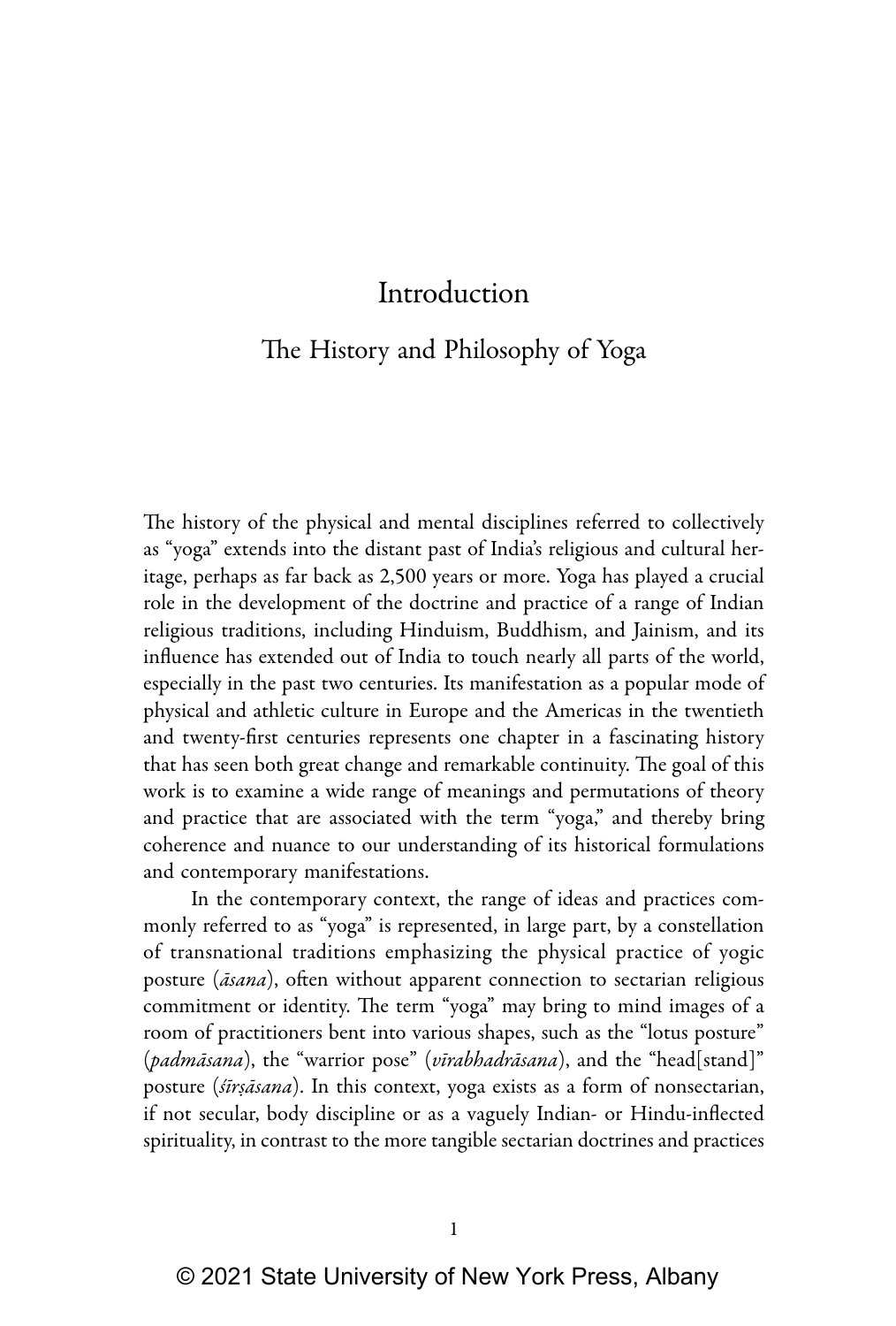# Introduction

## The History and Philosophy of Yoga

The history of the physical and mental disciplines referred to collectively as "yoga" extends into the distant past of India's religious and cultural heritage, perhaps as far back as 2,500 years or more. Yoga has played a crucial role in the development of the doctrine and practice of a range of Indian religious traditions, including Hinduism, Buddhism, and Jainism, and its influence has extended out of India to touch nearly all parts of the world, especially in the past two centuries. Its manifestation as a popular mode of physical and athletic culture in Europe and the Americas in the twentieth and twenty-first centuries represents one chapter in a fascinating history that has seen both great change and remarkable continuity. The goal of this work is to examine a wide range of meanings and permutations of theory and practice that are associated with the term "yoga," and thereby bring coherence and nuance to our understanding of its historical formulations and contemporary manifestations.

In the contemporary context, the range of ideas and practices commonly referred to as "yoga" is represented, in large part, by a constellation of transnational traditions emphasizing the physical practice of yogic posture (*āsana*), often without apparent connection to sectarian religious commitment or identity. The term "yoga" may bring to mind images of a room of practitioners bent into various shapes, such as the "lotus posture" (*padmāsana*), the "warrior pose" (*vīrabhadrāsana*), and the "head[stand]" posture (*śīrṣāsana*). In this context, yoga exists as a form of nonsectarian, if not secular, body discipline or as a vaguely Indian- or Hindu-inflected spirituality, in contrast to the more tangible sectarian doctrines and practices

© 2021 State University of New York Press, Albany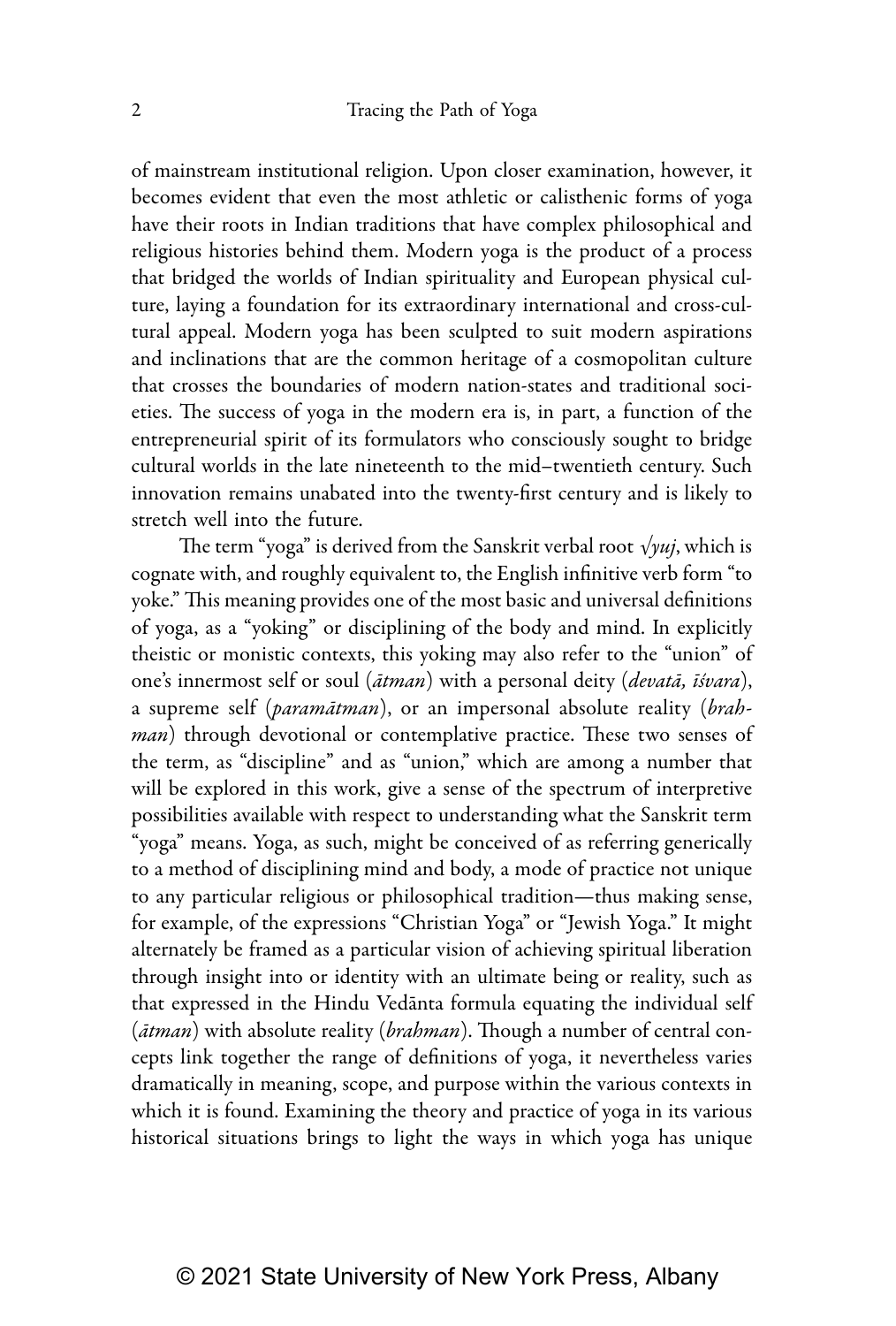of mainstream institutional religion. Upon closer examination, however, it becomes evident that even the most athletic or calisthenic forms of yoga have their roots in Indian traditions that have complex philosophical and religious histories behind them. Modern yoga is the product of a process that bridged the worlds of Indian spirituality and European physical culture, laying a foundation for its extraordinary international and cross-cultural appeal. Modern yoga has been sculpted to suit modern aspirations and inclinations that are the common heritage of a cosmopolitan culture that crosses the boundaries of modern nation-states and traditional societies. The success of yoga in the modern era is, in part, a function of the entrepreneurial spirit of its formulators who consciously sought to bridge cultural worlds in the late nineteenth to the mid–twentieth century. Such innovation remains unabated into the twenty-first century and is likely to stretch well into the future.

The term "yoga" is derived from the Sanskrit verbal root *√yuj*, which is cognate with, and roughly equivalent to, the English infinitive verb form "to yoke." This meaning provides one of the most basic and universal definitions of yoga, as a "yoking" or disciplining of the body and mind. In explicitly theistic or monistic contexts, this yoking may also refer to the "union" of one's innermost self or soul (*ātman*) with a personal deity (*devatā, īśvara*), a supreme self (*paramātman*), or an impersonal absolute reality (*brahman*) through devotional or contemplative practice. These two senses of the term, as "discipline" and as "union," which are among a number that will be explored in this work, give a sense of the spectrum of interpretive possibilities available with respect to understanding what the Sanskrit term "yoga" means. Yoga, as such, might be conceived of as referring generically to a method of disciplining mind and body, a mode of practice not unique to any particular religious or philosophical tradition—thus making sense, for example, of the expressions "Christian Yoga" or "Jewish Yoga." It might alternately be framed as a particular vision of achieving spiritual liberation through insight into or identity with an ultimate being or reality, such as that expressed in the Hindu Vedānta formula equating the individual self (*ātman*) with absolute reality (*brahman*). Though a number of central concepts link together the range of definitions of yoga, it nevertheless varies dramatically in meaning, scope, and purpose within the various contexts in which it is found. Examining the theory and practice of yoga in its various historical situations brings to light the ways in which yoga has unique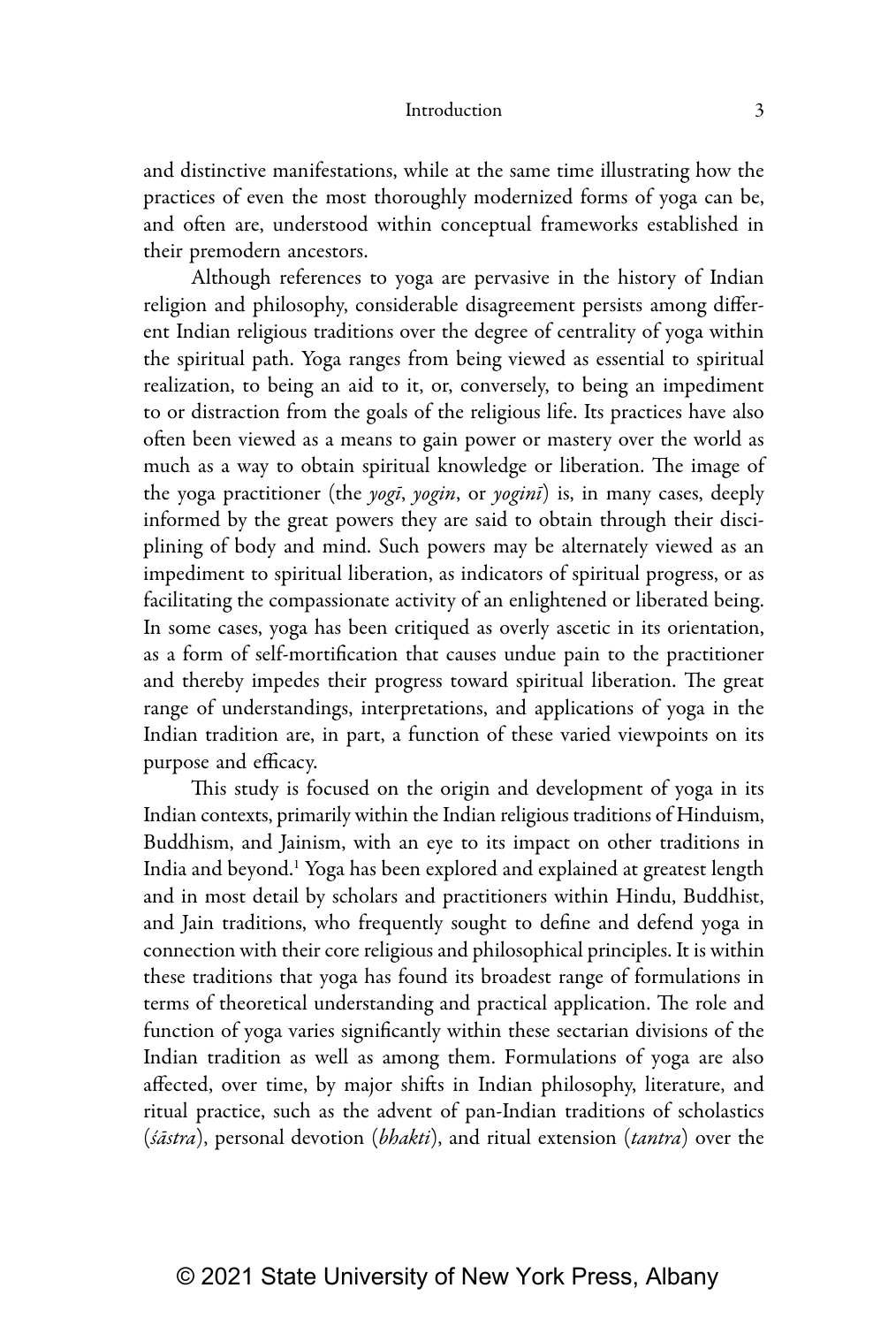and distinctive manifestations, while at the same time illustrating how the practices of even the most thoroughly modernized forms of yoga can be, and often are, understood within conceptual frameworks established in their premodern ancestors.

Although references to yoga are pervasive in the history of Indian religion and philosophy, considerable disagreement persists among different Indian religious traditions over the degree of centrality of yoga within the spiritual path. Yoga ranges from being viewed as essential to spiritual realization, to being an aid to it, or, conversely, to being an impediment to or distraction from the goals of the religious life. Its practices have also often been viewed as a means to gain power or mastery over the world as much as a way to obtain spiritual knowledge or liberation. The image of the yoga practitioner (the *yogī*, *yogin*, or *yoginī*) is, in many cases, deeply informed by the great powers they are said to obtain through their disciplining of body and mind. Such powers may be alternately viewed as an impediment to spiritual liberation, as indicators of spiritual progress, or as facilitating the compassionate activity of an enlightened or liberated being. In some cases, yoga has been critiqued as overly ascetic in its orientation, as a form of self-mortification that causes undue pain to the practitioner and thereby impedes their progress toward spiritual liberation. The great range of understandings, interpretations, and applications of yoga in the Indian tradition are, in part, a function of these varied viewpoints on its purpose and efficacy.

This study is focused on the origin and development of yoga in its Indian contexts, primarily within the Indian religious traditions of Hinduism, Buddhism, and Jainism, with an eye to its impact on other traditions in India and beyond.[1] Yoga has been explored and explained at greatest length and in most detail by scholars and practitioners within Hindu, Buddhist, and Jain traditions, who frequently sought to define and defend yoga in connection with their core religious and philosophical principles. It is within these traditions that yoga has found its broadest range of formulations in terms of theoretical understanding and practical application. The role and function of yoga varies significantly within these sectarian divisions of the Indian tradition as well as among them. Formulations of yoga are also affected, over time, by major shifts in Indian philosophy, literature, and ritual practice, such as the advent of pan-Indian traditions of scholastics (*śāstra*), personal devotion (*bhakti*), and ritual extension (*tantra*) over the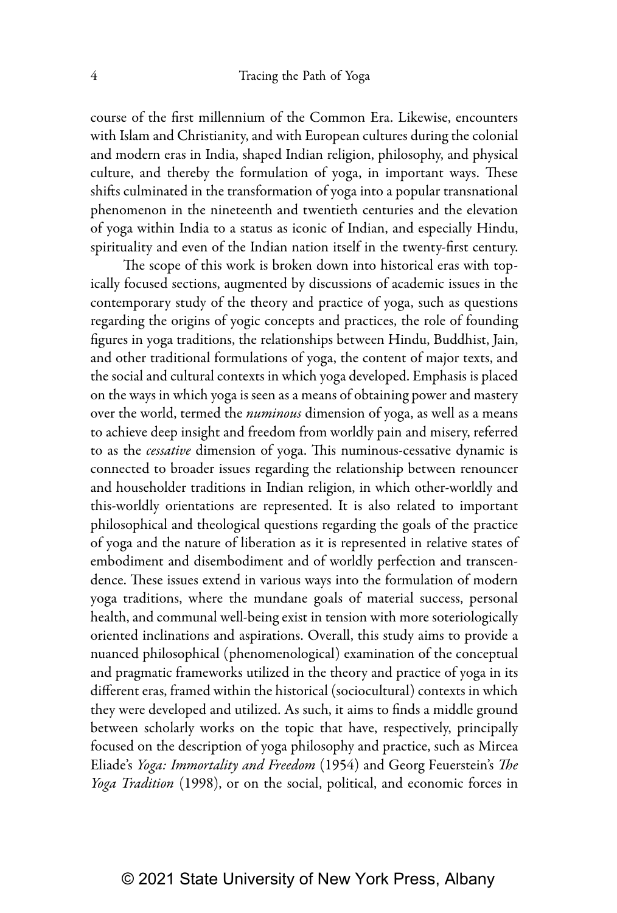course of the first millennium of the Common Era. Likewise, encounters with Islam and Christianity, and with European cultures during the colonial and modern eras in India, shaped Indian religion, philosophy, and physical culture, and thereby the formulation of yoga, in important ways. These shifts culminated in the transformation of yoga into a popular transnational phenomenon in the nineteenth and twentieth centuries and the elevation of yoga within India to a status as iconic of Indian, and especially Hindu, spirituality and even of the Indian nation itself in the twenty-first century.

The scope of this work is broken down into historical eras with topically focused sections, augmented by discussions of academic issues in the contemporary study of the theory and practice of yoga, such as questions regarding the origins of yogic concepts and practices, the role of founding figures in yoga traditions, the relationships between Hindu, Buddhist, Jain, and other traditional formulations of yoga, the content of major texts, and the social and cultural contexts in which yoga developed. Emphasis is placed on the ways in which yoga is seen as a means of obtaining power and mastery over the world, termed the *numinous* dimension of yoga, as well as a means to achieve deep insight and freedom from worldly pain and misery, referred to as the *cessative* dimension of yoga. This numinous-cessative dynamic is connected to broader issues regarding the relationship between renouncer and householder traditions in Indian religion, in which other-worldly and this-worldly orientations are represented. It is also related to important philosophical and theological questions regarding the goals of the practice of yoga and the nature of liberation as it is represented in relative states of embodiment and disembodiment and of worldly perfection and transcendence. These issues extend in various ways into the formulation of modern yoga traditions, where the mundane goals of material success, personal health, and communal well-being exist in tension with more soteriologically oriented inclinations and aspirations. Overall, this study aims to provide a nuanced philosophical (phenomenological) examination of the conceptual and pragmatic frameworks utilized in the theory and practice of yoga in its different eras, framed within the historical (sociocultural) contexts in which they were developed and utilized. As such, it aims to finds a middle ground between scholarly works on the topic that have, respectively, principally focused on the description of yoga philosophy and practice, such as Mircea Eliade's *Yoga: Immortality and Freedom* (1954) and Georg Feuerstein's *The Yoga Tradition* (1998), or on the social, political, and economic forces in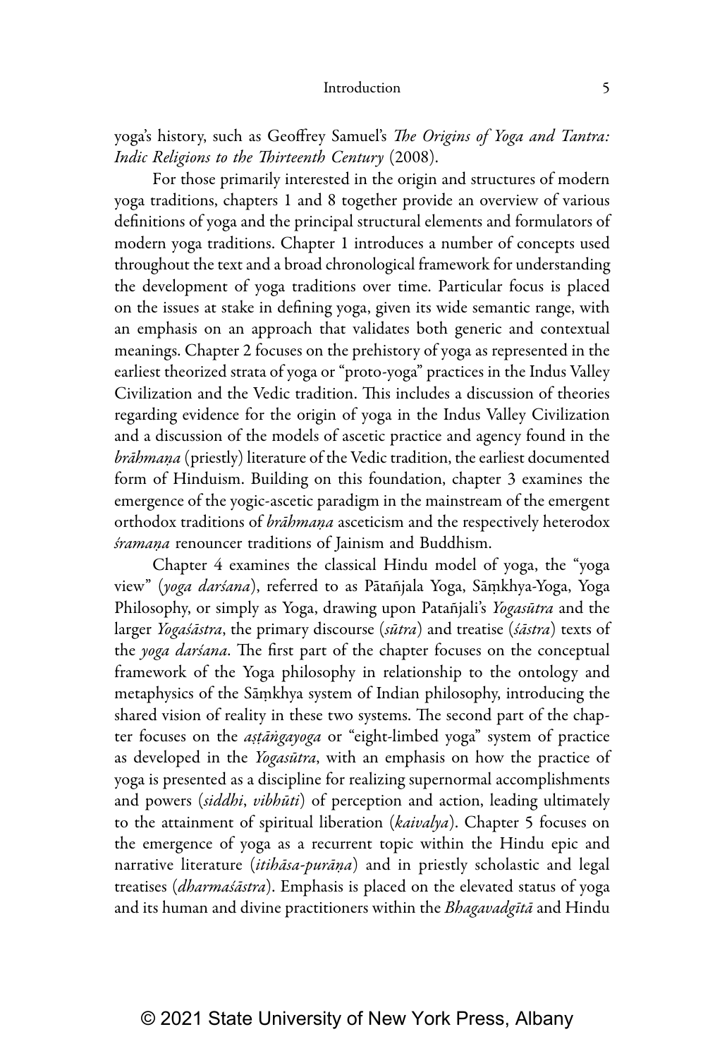yoga's history, such as Geoffrey Samuel's *The Origins of Yoga and Tantra: Indic Religions to the Thirteenth Century* (2008).

For those primarily interested in the origin and structures of modern yoga traditions, chapters 1 and 8 together provide an overview of various definitions of yoga and the principal structural elements and formulators of modern yoga traditions. Chapter 1 introduces a number of concepts used throughout the text and a broad chronological framework for understanding the development of yoga traditions over time. Particular focus is placed on the issues at stake in defining yoga, given its wide semantic range, with an emphasis on an approach that validates both generic and contextual meanings. Chapter 2 focuses on the prehistory of yoga as represented in the earliest theorized strata of yoga or "proto-yoga" practices in the Indus Valley Civilization and the Vedic tradition. This includes a discussion of theories regarding evidence for the origin of yoga in the Indus Valley Civilization and a discussion of the models of ascetic practice and agency found in the *brāhmaṇa* (priestly) literature of the Vedic tradition, the earliest documented form of Hinduism. Building on this foundation, chapter 3 examines the emergence of the yogic-ascetic paradigm in the mainstream of the emergent orthodox traditions of *brāhmaṇa* asceticism and the respectively heterodox *śramaṇa* renouncer traditions of Jainism and Buddhism.

Chapter 4 examines the classical Hindu model of yoga, the "yoga view" (*yoga darśana*), referred to as Pātañjala Yoga, Sāṃkhya-Yoga, Yoga Philosophy, or simply as Yoga, drawing upon Patañjali's *Yogasūtra* and the larger *Yogaśāstra*, the primary discourse (*sūtra*) and treatise (*śāstra*) texts of the *yoga darśana*. The first part of the chapter focuses on the conceptual framework of the Yoga philosophy in relationship to the ontology and metaphysics of the Sāṃkhya system of Indian philosophy, introducing the shared vision of reality in these two systems. The second part of the chapter focuses on the *aṣṭāṅgayoga* or "eight-limbed yoga" system of practice as developed in the *Yogasūtra*, with an emphasis on how the practice of yoga is presented as a discipline for realizing supernormal accomplishments and powers (*siddhi*, *vibhūti*) of perception and action, leading ultimately to the attainment of spiritual liberation (*kaivalya*). Chapter 5 focuses on the emergence of yoga as a recurrent topic within the Hindu epic and narrative literature (*itihāsa-purāṇa*) and in priestly scholastic and legal treatises (*dharmaśāstra*). Emphasis is placed on the elevated status of yoga and its human and divine practitioners within the *Bhagavadgītā* and Hindu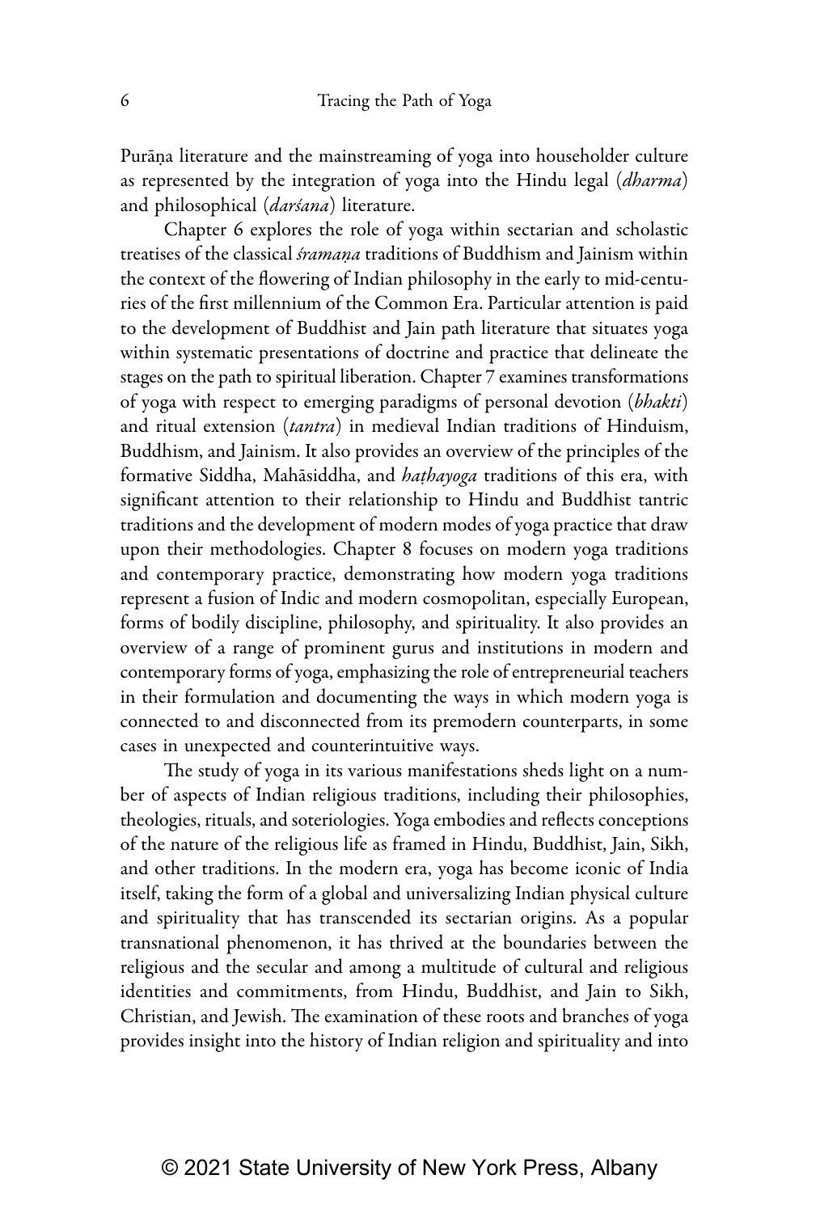Purāṇa literature and the mainstreaming of yoga into householder culture as represented by the integration of yoga into the Hindu legal (*dharma*) and philosophical (*darśana*) literature.

Chapter 6 explores the role of yoga within sectarian and scholastic treatises of the classical *śramaṇa* traditions of Buddhism and Jainism within the context of the flowering of Indian philosophy in the early to mid-centuries of the first millennium of the Common Era. Particular attention is paid to the development of Buddhist and Jain path literature that situates yoga within systematic presentations of doctrine and practice that delineate the stages on the path to spiritual liberation. Chapter 7 examines transformations of yoga with respect to emerging paradigms of personal devotion (*bhakti*) and ritual extension (*tantra*) in medieval Indian traditions of Hinduism, Buddhism, and Jainism. It also provides an overview of the principles of the formative Siddha, Mahāsiddha, and *haṭhayoga* traditions of this era, with significant attention to their relationship to Hindu and Buddhist tantric traditions and the development of modern modes of yoga practice that draw upon their methodologies. Chapter 8 focuses on modern yoga traditions and contemporary practice, demonstrating how modern yoga traditions represent a fusion of Indic and modern cosmopolitan, especially European, forms of bodily discipline, philosophy, and spirituality. It also provides an overview of a range of prominent gurus and institutions in modern and contemporary forms of yoga, emphasizing the role of entrepreneurial teachers in their formulation and documenting the ways in which modern yoga is connected to and disconnected from its premodern counterparts, in some cases in unexpected and counterintuitive ways.

The study of yoga in its various manifestations sheds light on a number of aspects of Indian religious traditions, including their philosophies, theologies, rituals, and soteriologies. Yoga embodies and reflects conceptions of the nature of the religious life as framed in Hindu, Buddhist, Jain, Sikh, and other traditions. In the modern era, yoga has become iconic of India itself, taking the form of a global and universalizing Indian physical culture and spirituality that has transcended its sectarian origins. As a popular transnational phenomenon, it has thrived at the boundaries between the religious and the secular and among a multitude of cultural and religious identities and commitments, from Hindu, Buddhist, and Jain to Sikh, Christian, and Jewish. The examination of these roots and branches of yoga provides insight into the history of Indian religion and spirituality and into

© 2021 State University of New York Press, Albany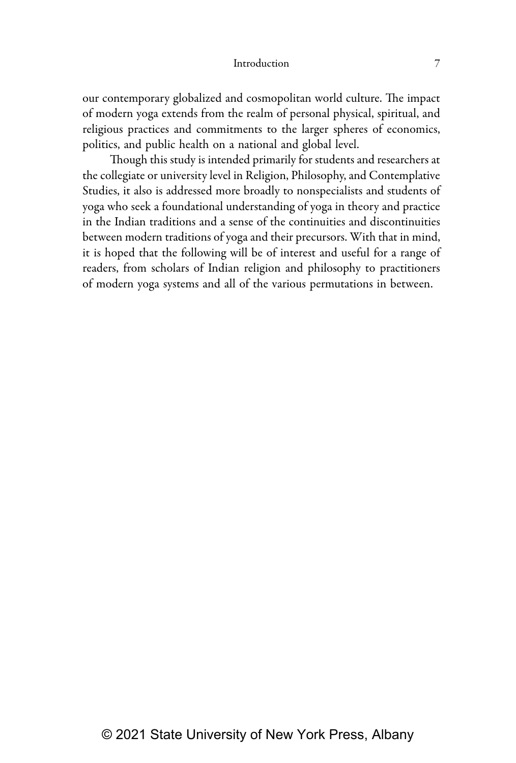our contemporary globalized and cosmopolitan world culture. The impact of modern yoga extends from the realm of personal physical, spiritual, and religious practices and commitments to the larger spheres of economics, politics, and public health on a national and global level.

Though this study is intended primarily for students and researchers at the collegiate or university level in Religion, Philosophy, and Contemplative Studies, it also is addressed more broadly to nonspecialists and students of yoga who seek a foundational understanding of yoga in theory and practice in the Indian traditions and a sense of the continuities and discontinuities between modern traditions of yoga and their precursors. With that in mind, it is hoped that the following will be of interest and useful for a range of readers, from scholars of Indian religion and philosophy to practitioners of modern yoga systems and all of the various permutations in between.